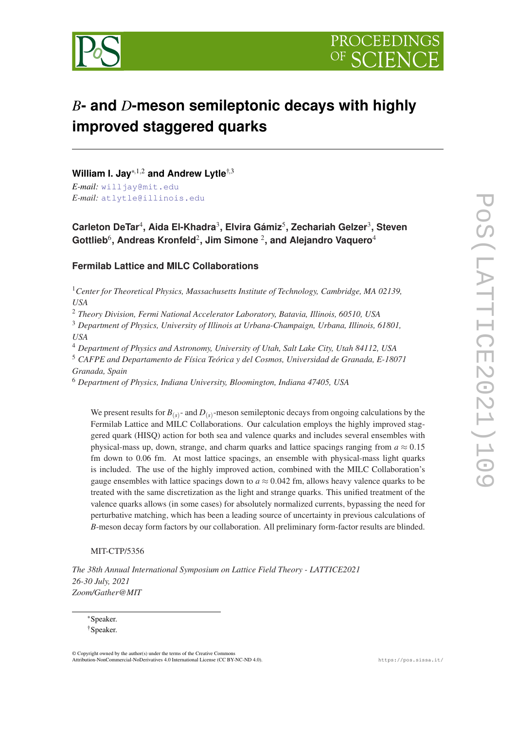# $B$- and $D$-meson semileptonic decays with highly improved staggered quarks

**William I. Jay**[*,1,2] **and Andrew Lytle**[†,3]

*E-mail:* willjay@mit.edu
*E-mail:* atlytle@illinois.edu

**Carleton DeTar**[4]**, Aida El-Khadra**[3]**, Elvira Gámiz**[5]**, Zechariah Gelzer**[3]**, Steven Gottlieb**[6]**, Andreas Kronfeld**[2]**, Jim Simone** [2]**, and Alejandro Vaquero**[4]

**Fermilab Lattice and MILC Collaborations**

[1] *Center for Theoretical Physics, Massachusetts Institute of Technology, Cambridge, MA 02139, USA*
[2] *Theory Division, Fermi National Accelerator Laboratory, Batavia, Illinois, 60510, USA*
[3] *Department of Physics, University of Illinois at Urbana-Champaign, Urbana, Illinois, 61801, USA*
[4] *Department of Physics and Astronomy, University of Utah, Salt Lake City, Utah 84112, USA*
[5] *CAFPE and Departamento de Física Teórica y del Cosmos, Universidad de Granada, E-18071 Granada, Spain*
[6] *Department of Physics, Indiana University, Bloomington, Indiana 47405, USA*

We present results for $B_{(s)}$- and $D_{(s)}$-meson semileptonic decays from ongoing calculations by the Fermilab Lattice and MILC Collaborations. Our calculation employs the highly improved staggered quark (HISQ) action for both sea and valence quarks and includes several ensembles with physical-mass up, down, strange, and charm quarks and lattice spacings ranging from $a \approx 0.15$ fm down to 0.06 fm. At most lattice spacings, an ensemble with physical-mass light quarks is included. The use of the highly improved action, combined with the MILC Collaboration's gauge ensembles with lattice spacings down to $a \approx 0.042$ fm, allows heavy valence quarks to be treated with the same discretization as the light and strange quarks. This unified treatment of the valence quarks allows (in some cases) for absolutely normalized currents, bypassing the need for perturbative matching, which has been a leading source of uncertainty in previous calculations of $B$-meson decay form factors by our collaboration. All preliminary form-factor results are blinded.

MIT-CTP/5356

*The 38th Annual International Symposium on Lattice Field Theory - LATTICE2021*
*26-30 July, 2021*
*Zoom/Gather@MIT*

[*] Speaker.
[†] Speaker.

© Copyright owned by the author(s) under the terms of the Creative Commons Attribution-NonCommercial-NoDerivatives 4.0 International License (CC BY-NC-ND 4.0).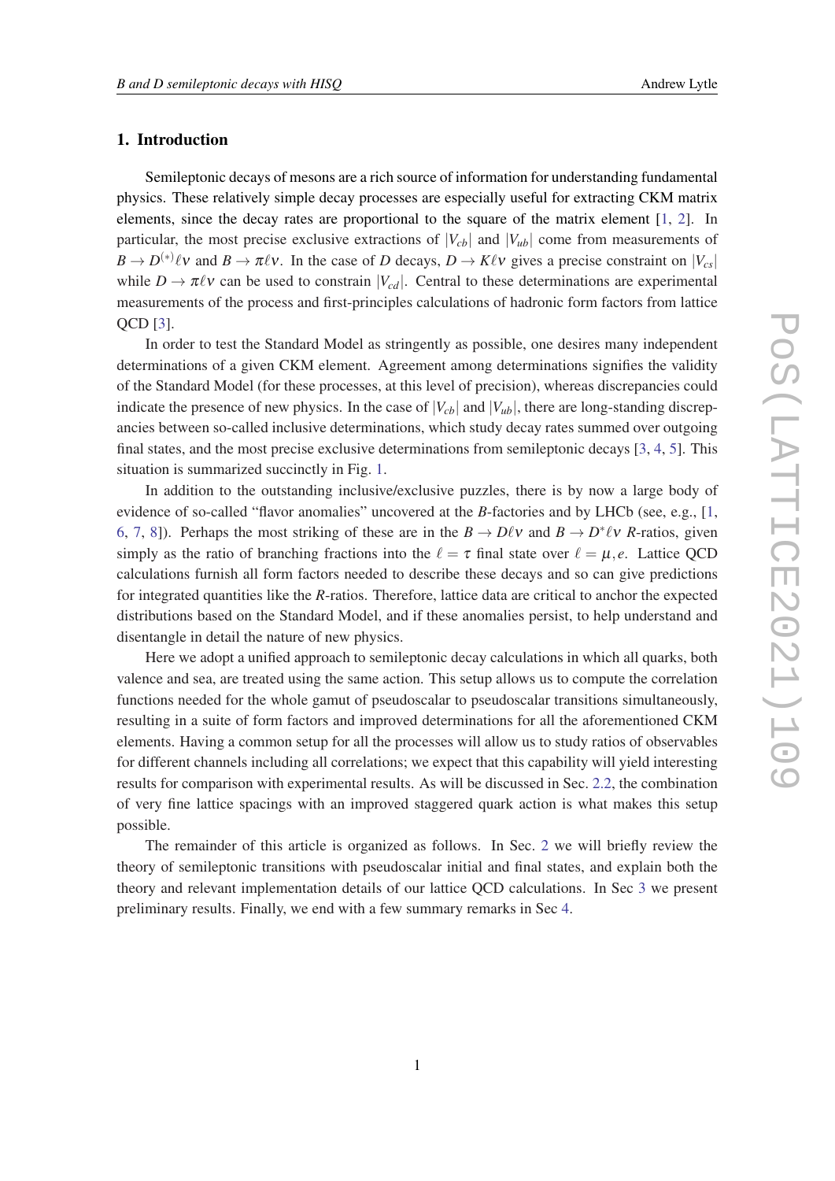## 1. Introduction

Semileptonic decays of mesons are a rich source of information for understanding fundamental physics. These relatively simple decay processes are especially useful for extracting CKM matrix elements, since the decay rates are proportional to the square of the matrix element [1, 2]. In particular, the most precise exclusive extractions of $|V_{cb}|$ and $|V_{ub}|$ come from measurements of $B \to D^{(*)}\ell\nu$ and $B \to \pi\ell\nu$. In the case of $D$ decays, $D \to K\ell\nu$ gives a precise constraint on $|V_{cs}|$ while $D \to \pi\ell\nu$ can be used to constrain $|V_{cd}|$. Central to these determinations are experimental measurements of the process and first-principles calculations of hadronic form factors from lattice QCD [3].

In order to test the Standard Model as stringently as possible, one desires many independent determinations of a given CKM element. Agreement among determinations signifies the validity of the Standard Model (for these processes, at this level of precision), whereas discrepancies could indicate the presence of new physics. In the case of $|V_{cb}|$ and $|V_{ub}|$, there are long-standing discrepancies between so-called inclusive determinations, which study decay rates summed over outgoing final states, and the most precise exclusive determinations from semileptonic decays [3, 4, 5]. This situation is summarized succinctly in Fig. 1.

In addition to the outstanding inclusive/exclusive puzzles, there is by now a large body of evidence of so-called "flavor anomalies" uncovered at the $B$-factories and by LHCb (see, e.g., [1, 6, 7, 8]). Perhaps the most striking of these are in the $B \to D\ell\nu$ and $B \to D^*\ell\nu$ $R$-ratios, given simply as the ratio of branching fractions into the $\ell = \tau$ final state over $\ell = \mu, e$. Lattice QCD calculations furnish all form factors needed to describe these decays and so can give predictions for integrated quantities like the $R$-ratios. Therefore, lattice data are critical to anchor the expected distributions based on the Standard Model, and if these anomalies persist, to help understand and disentangle in detail the nature of new physics.

Here we adopt a unified approach to semileptonic decay calculations in which all quarks, both valence and sea, are treated using the same action. This setup allows us to compute the correlation functions needed for the whole gamut of pseudoscalar to pseudoscalar transitions simultaneously, resulting in a suite of form factors and improved determinations for all the aforementioned CKM elements. Having a common setup for all the processes will allow us to study ratios of observables for different channels including all correlations; we expect that this capability will yield interesting results for comparison with experimental results. As will be discussed in Sec. 2.2, the combination of very fine lattice spacings with an improved staggered quark action is what makes this setup possible.

The remainder of this article is organized as follows. In Sec. 2 we will briefly review the theory of semileptonic transitions with pseudoscalar initial and final states, and explain both the theory and relevant implementation details of our lattice QCD calculations. In Sec 3 we present preliminary results. Finally, we end with a few summary remarks in Sec 4.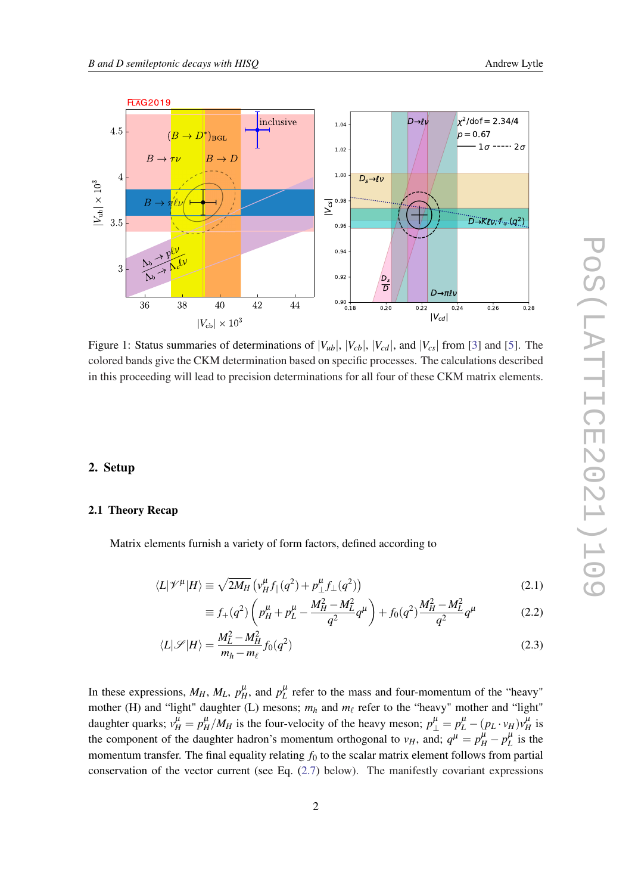Figure 1: Status summaries of determinations of $|V_{ub}|$, $|V_{cb}|$, $|V_{cd}|$, and $|V_{cs}|$ from [3] and [5]. The colored bands give the CKM determination based on specific processes. The calculations described in this proceeding will lead to precision determinations for all four of these CKM matrix elements.

## 2. Setup

### 2.1 Theory Recap

Matrix elements furnish a variety of form factors, defined according to

$$\langle L|\mathscr{V}^\mu|H\rangle \equiv \sqrt{2M_H}\left(v_H^\mu f_\parallel(q^2) + p_\perp^\mu f_\perp(q^2)\right) \tag{2.1}$$

$$\equiv f_+(q^2)\left(p_H^\mu + p_L^\mu - \frac{M_H^2 - M_L^2}{q^2}q^\mu\right) + f_0(q^2)\frac{M_H^2 - M_L^2}{q^2}q^\mu \tag{2.2}$$

$$\langle L|\mathscr{S}|H\rangle = \frac{M_L^2 - M_H^2}{m_h - m_\ell} f_0(q^2) \tag{2.3}$$

In these expressions, $M_H$, $M_L$, $p_H^\mu$, and $p_L^\mu$ refer to the mass and four-momentum of the "heavy" mother (H) and "light" daughter (L) mesons; $m_h$ and $m_\ell$ refer to the "heavy" mother and "light" daughter quarks; $v_H^\mu = p_H^\mu / M_H$ is the four-velocity of the heavy meson; $p_\perp^\mu = p_L^\mu - (p_L \cdot v_H) v_H^\mu$ is the component of the daughter hadron's momentum orthogonal to $v_H$, and; $q^\mu = p_H^\mu - p_L^\mu$ is the momentum transfer. The final equality relating $f_0$ to the scalar matrix element follows from partial conservation of the vector current (see Eq. (2.7) below). The manifestly covariant expressions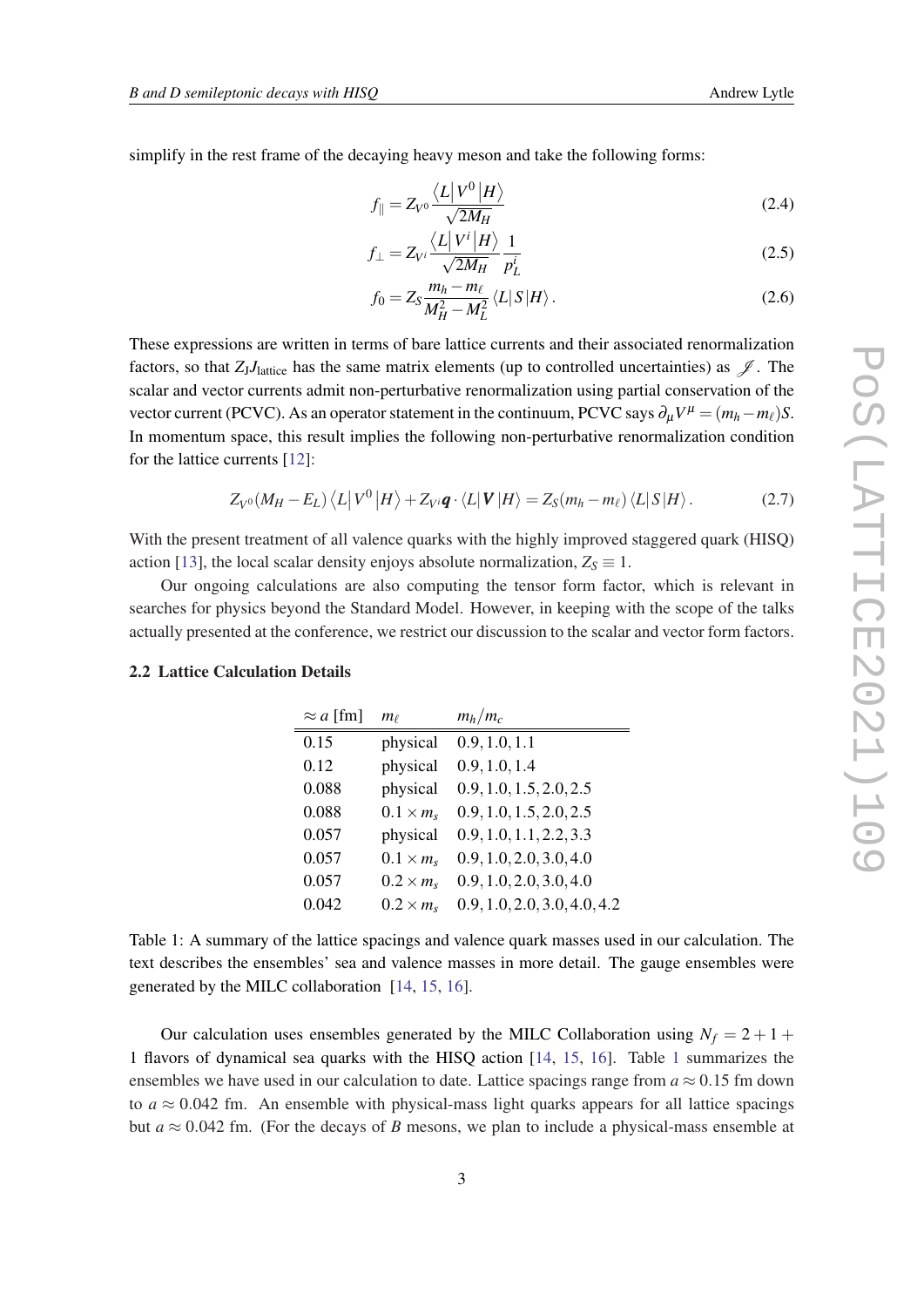simplify in the rest frame of the decaying heavy meson and take the following forms:

$$f_{\parallel} = Z_{V^0} \frac{\langle L | V^0 | H \rangle}{\sqrt{2M_H}} \tag{2.4}$$

$$f_{\perp} = Z_{V^i} \frac{\langle L | V^i | H \rangle}{\sqrt{2M_H}} \frac{1}{p_L^i} \tag{2.5}$$

$$f_0 = Z_S \frac{m_h - m_\ell}{M_H^2 - M_L^2} \langle L | S | H \rangle . \tag{2.6}$$

These expressions are written in terms of bare lattice currents and their associated renormalization factors, so that $Z_J J_{\text{lattice}}$ has the same matrix elements (up to controlled uncertainties) as $\mathscr{J}$. The scalar and vector currents admit non-perturbative renormalization using partial conservation of the vector current (PCVC). As an operator statement in the continuum, PCVC says $\partial_\mu V^\mu = (m_h - m_\ell)S$. In momentum space, this result implies the following non-perturbative renormalization condition for the lattice currents [12]:

$$Z_{V^0}(M_H - E_L) \langle L | V^0 | H \rangle + Z_{V^i} \boldsymbol{q} \cdot \langle L | \boldsymbol{V} | H \rangle = Z_S (m_h - m_\ell) \langle L | S | H \rangle . \tag{2.7}$$

With the present treatment of all valence quarks with the highly improved staggered quark (HISQ) action [13], the local scalar density enjoys absolute normalization, $Z_S \equiv 1$.

Our ongoing calculations are also computing the tensor form factor, which is relevant in searches for physics beyond the Standard Model. However, in keeping with the scope of the talks actually presented at the conference, we restrict our discussion to the scalar and vector form factors.

### 2.2 Lattice Calculation Details

| $\approx a$ [fm] | $m_\ell$ | $m_h/m_c$ |
|---|---|---|
| 0.15 | physical | $0.9, 1.0, 1.1$ |
| 0.12 | physical | $0.9, 1.0, 1.4$ |
| 0.088 | physical | $0.9, 1.0, 1.5, 2.0, 2.5$ |
| 0.088 | $0.1 \times m_s$ | $0.9, 1.0, 1.5, 2.0, 2.5$ |
| 0.057 | physical | $0.9, 1.0, 1.1, 2.2, 3.3$ |
| 0.057 | $0.1 \times m_s$ | $0.9, 1.0, 2.0, 3.0, 4.0$ |
| 0.057 | $0.2 \times m_s$ | $0.9, 1.0, 2.0, 3.0, 4.0$ |
| 0.042 | $0.2 \times m_s$ | $0.9, 1.0, 2.0, 3.0, 4.0, 4.2$ |

Table 1: A summary of the lattice spacings and valence quark masses used in our calculation. The text describes the ensembles' sea and valence masses in more detail. The gauge ensembles were generated by the MILC collaboration [14, 15, 16].

Our calculation uses ensembles generated by the MILC Collaboration using $N_f = 2+1+1$ flavors of dynamical sea quarks with the HISQ action [14, 15, 16]. Table 1 summarizes the ensembles we have used in our calculation to date. Lattice spacings range from $a \approx 0.15$ fm down to $a \approx 0.042$ fm. An ensemble with physical-mass light quarks appears for all lattice spacings but $a \approx 0.042$ fm. (For the decays of $B$ mesons, we plan to include a physical-mass ensemble at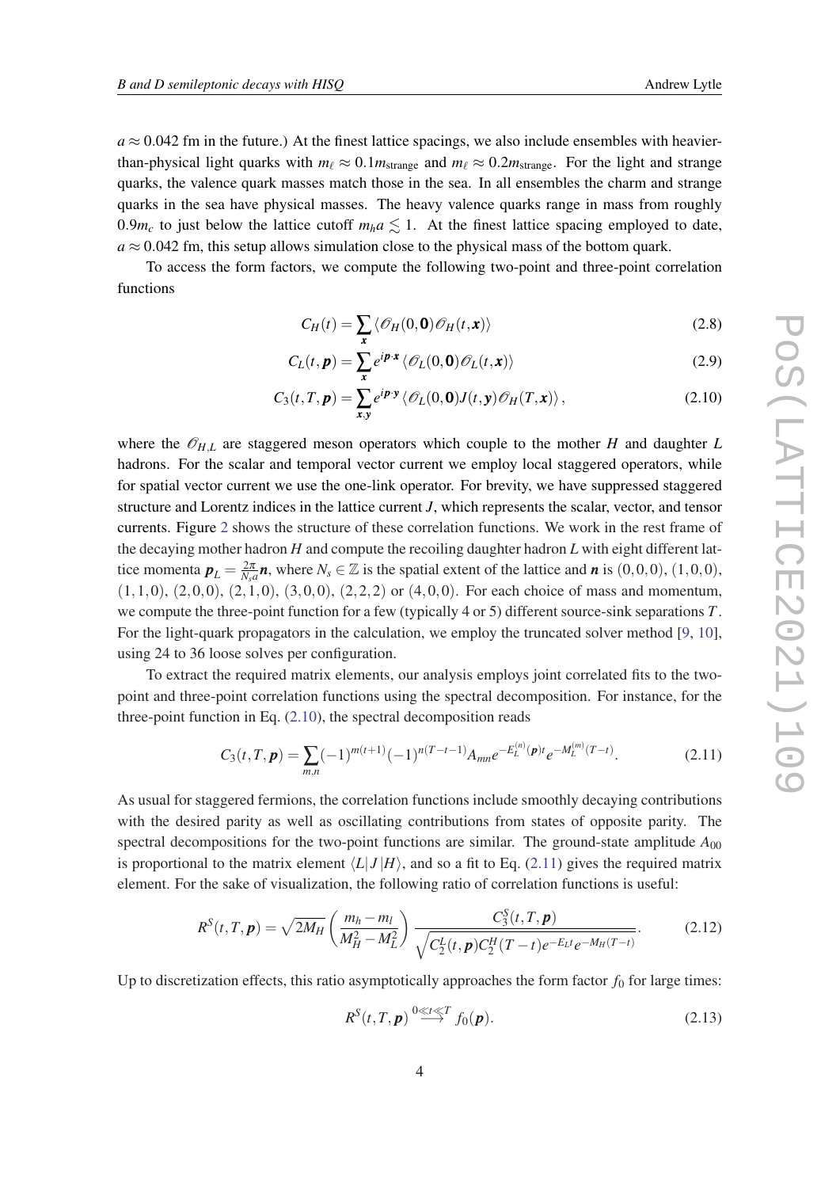$a \approx 0.042$ fm in the future.) At the finest lattice spacings, we also include ensembles with heavier-than-physical light quarks with $m_\ell \approx 0.1 m_{\text{strange}}$ and $m_\ell \approx 0.2 m_{\text{strange}}$. For the light and strange quarks, the valence quark masses match those in the sea. In all ensembles the charm and strange quarks in the sea have physical masses. The heavy valence quarks range in mass from roughly $0.9 m_c$ to just below the lattice cutoff $m_h a \lesssim 1$. At the finest lattice spacing employed to date, $a \approx 0.042$ fm, this setup allows simulation close to the physical mass of the bottom quark.

To access the form factors, we compute the following two-point and three-point correlation functions

$$C_H(t) = \sum_{\boldsymbol{x}} \langle \mathscr{O}_H(0, \mathbf{0}) \mathscr{O}_H(t, \boldsymbol{x}) \rangle \tag{2.8}$$

$$C_L(t, \boldsymbol{p}) = \sum_{\boldsymbol{x}} e^{i \boldsymbol{p} \cdot \boldsymbol{x}} \langle \mathscr{O}_L(0, \mathbf{0}) \mathscr{O}_L(t, \boldsymbol{x}) \rangle \tag{2.9}$$

$$C_3(t, T, \boldsymbol{p}) = \sum_{\boldsymbol{x}, \boldsymbol{y}} e^{i \boldsymbol{p} \cdot \boldsymbol{y}} \langle \mathscr{O}_L(0, \mathbf{0}) J(t, \boldsymbol{y}) \mathscr{O}_H(T, \boldsymbol{x}) \rangle, \tag{2.10}$$

where the $\mathscr{O}_{H,L}$ are staggered meson operators which couple to the mother $H$ and daughter $L$ hadrons. For the scalar and temporal vector current we employ local staggered operators, while for spatial vector current we use the one-link operator. For brevity, we have suppressed staggered structure and Lorentz indices in the lattice current $J$, which represents the scalar, vector, and tensor currents. Figure 2 shows the structure of these correlation functions. We work in the rest frame of the decaying mother hadron $H$ and compute the recoiling daughter hadron $L$ with eight different lattice momenta $\boldsymbol{p}_L = \frac{2\pi}{N_s a} \boldsymbol{n}$, where $N_s \in \mathbb{Z}$ is the spatial extent of the lattice and $\boldsymbol{n}$ is $(0,0,0)$, $(1,0,0)$, $(1,1,0)$, $(2,0,0)$, $(2,1,0)$, $(3,0,0)$, $(2,2,2)$ or $(4,0,0)$. For each choice of mass and momentum, we compute the three-point function for a few (typically 4 or 5) different source-sink separations $T$. For the light-quark propagators in the calculation, we employ the truncated solver method [9, 10], using 24 to 36 loose solves per configuration.

To extract the required matrix elements, our analysis employs joint correlated fits to the two-point and three-point correlation functions using the spectral decomposition. For instance, for the three-point function in Eq. (2.10), the spectral decomposition reads

$$C_3(t, T, \boldsymbol{p}) = \sum_{m,n} (-1)^{m(t+1)} (-1)^{n(T-t-1)} A_{mn} e^{-E_L^{(n)}(\boldsymbol{p}) t} e^{-M_L^{(m)}(T-t)}. \tag{2.11}$$

As usual for staggered fermions, the correlation functions include smoothly decaying contributions with the desired parity as well as oscillating contributions from states of opposite parity. The spectral decompositions for the two-point functions are similar. The ground-state amplitude $A_{00}$ is proportional to the matrix element $\langle L | J | H \rangle$, and so a fit to Eq. (2.11) gives the required matrix element. For the sake of visualization, the following ratio of correlation functions is useful:

$$R^S(t, T, \boldsymbol{p}) = \sqrt{2 M_H} \left( \frac{m_h - m_l}{M_H^2 - M_L^2} \right) \frac{C_3^S(t, T, \boldsymbol{p})}{\sqrt{C_2^L(t, \boldsymbol{p}) C_2^H(T-t) e^{-E_L t} e^{-M_H(T-t)}}}. \tag{2.12}$$

Up to discretization effects, this ratio asymptotically approaches the form factor $f_0$ for large times:

$$R^S(t, T, \boldsymbol{p}) \stackrel{0 \ll t \ll T}{\longrightarrow} f_0(\boldsymbol{p}). \tag{2.13}$$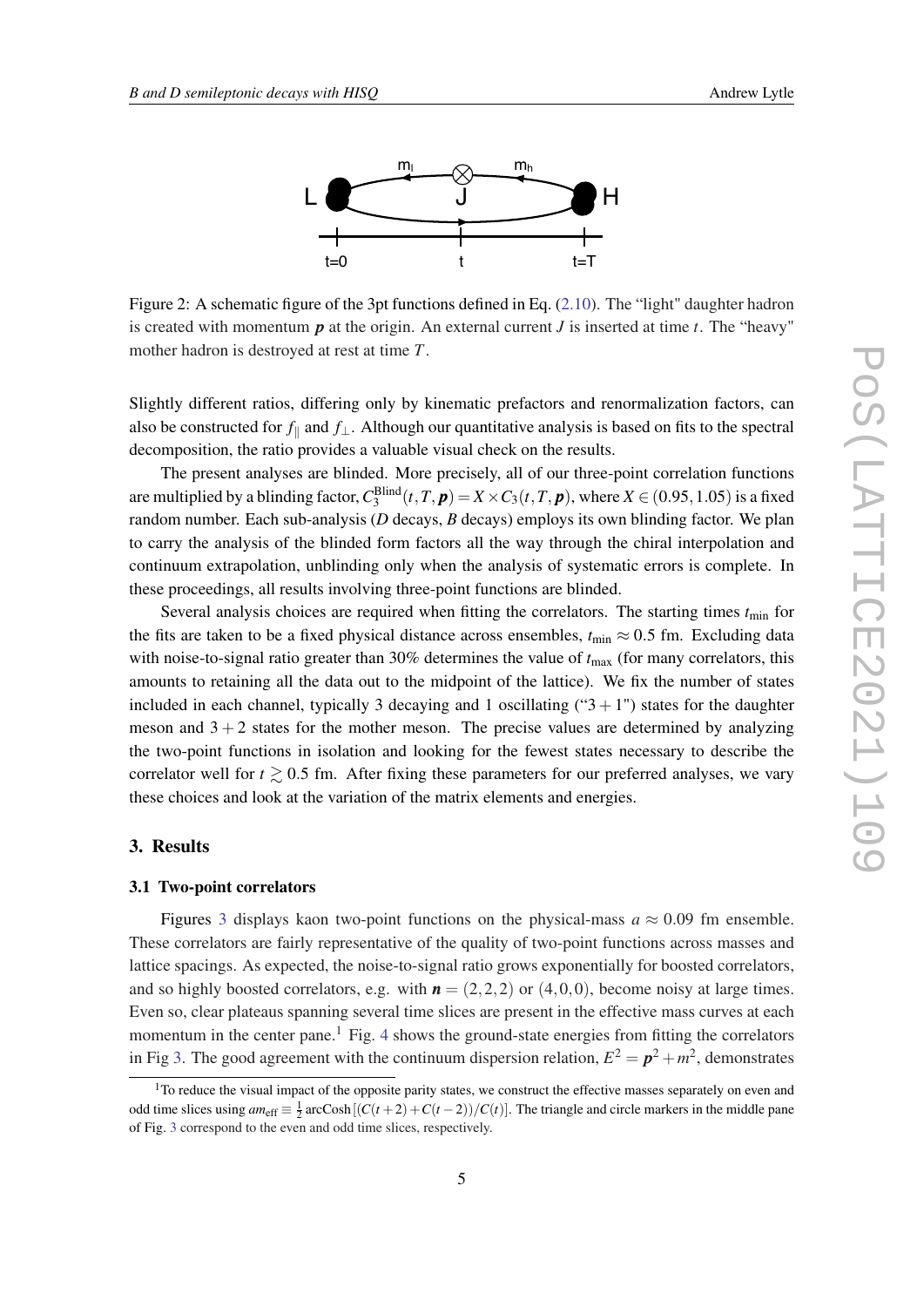Figure 2: A schematic figure of the 3pt functions defined in Eq. (2.10). The "light" daughter hadron is created with momentum $\boldsymbol{p}$ at the origin. An external current $J$ is inserted at time $t$. The "heavy" mother hadron is destroyed at rest at time $T$.

Slightly different ratios, differing only by kinematic prefactors and renormalization factors, can also be constructed for $f_{\parallel}$ and $f_{\perp}$. Although our quantitative analysis is based on fits to the spectral decomposition, the ratio provides a valuable visual check on the results.

The present analyses are blinded. More precisely, all of our three-point correlation functions are multiplied by a blinding factor, $C_3^{\text{Blind}}(t,T,\boldsymbol{p}) = X \times C_3(t,T,\boldsymbol{p})$, where $X \in (0.95, 1.05)$ is a fixed random number. Each sub-analysis ($D$ decays, $B$ decays) employs its own blinding factor. We plan to carry the analysis of the blinded form factors all the way through the chiral interpolation and continuum extrapolation, unblinding only when the analysis of systematic errors is complete. In these proceedings, all results involving three-point functions are blinded.

Several analysis choices are required when fitting the correlators. The starting times $t_{\text{min}}$ for the fits are taken to be a fixed physical distance across ensembles, $t_{\text{min}} \approx 0.5$ fm. Excluding data with noise-to-signal ratio greater than 30% determines the value of $t_{\text{max}}$ (for many correlators, this amounts to retaining all the data out to the midpoint of the lattice). We fix the number of states included in each channel, typically 3 decaying and 1 oscillating ("$3+1$") states for the daughter meson and $3+2$ states for the mother meson. The precise values are determined by analyzing the two-point functions in isolation and looking for the fewest states necessary to describe the correlator well for $t \gtrsim 0.5$ fm. After fixing these parameters for our preferred analyses, we vary these choices and look at the variation of the matrix elements and energies.

## 3. Results

### 3.1 Two-point correlators

Figures 3 displays kaon two-point functions on the physical-mass $a \approx 0.09$ fm ensemble. These correlators are fairly representative of the quality of two-point functions across masses and lattice spacings. As expected, the noise-to-signal ratio grows exponentially for boosted correlators, and so highly boosted correlators, e.g. with $\boldsymbol{n} = (2,2,2)$ or $(4,0,0)$, become noisy at large times. Even so, clear plateaus spanning several time slices are present in the effective mass curves at each momentum in the center pane.[1] Fig. 4 shows the ground-state energies from fitting the correlators in Fig 3. The good agreement with the continuum dispersion relation, $E^2 = \boldsymbol{p}^2 + m^2$, demonstrates

[1] To reduce the visual impact of the opposite parity states, we construct the effective masses separately on even and odd time slices using $am_{\text{eff}} \equiv \frac{1}{2}\,\text{arcCosh}\left[(C(t+2)+C(t-2))/C(t)\right]$. The triangle and circle markers in the middle pane of Fig. 3 correspond to the even and odd time slices, respectively.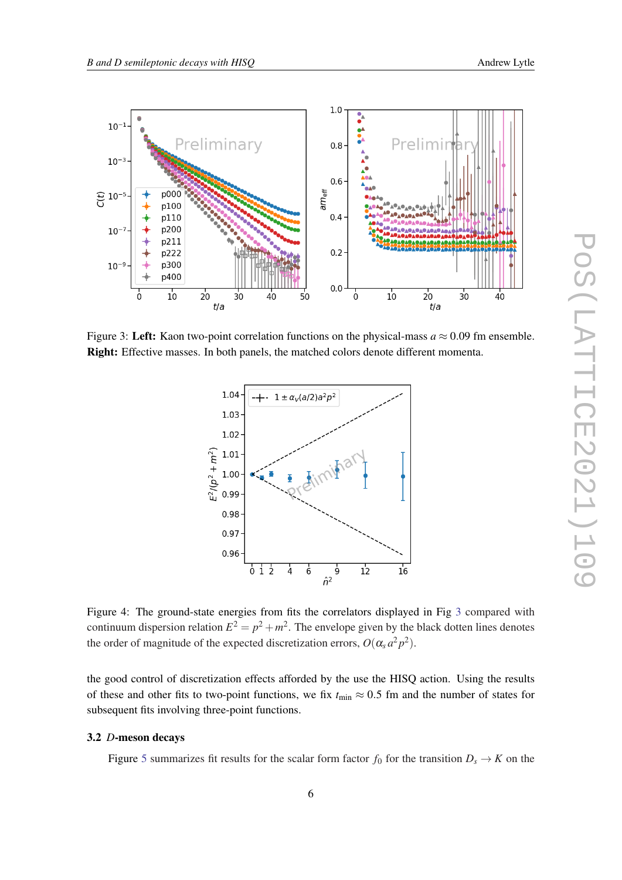Figure 3: **Left:** Kaon two-point correlation functions on the physical-mass $a \approx 0.09$ fm ensemble. **Right:** Effective masses. In both panels, the matched colors denote different momenta.

Figure 4: The ground-state energies from fits the correlators displayed in Fig 3 compared with continuum dispersion relation $E^2 = p^2 + m^2$. The envelope given by the black dotten lines denotes the order of magnitude of the expected discretization errors, $O(\alpha_s a^2 p^2)$.

the good control of discretization effects afforded by the use the HISQ action. Using the results of these and other fits to two-point functions, we fix $t_{\text{min}} \approx 0.5$ fm and the number of states for subsequent fits involving three-point functions.

### 3.2 *D*-meson decays

Figure 5 summarizes fit results for the scalar form factor $f_0$ for the transition $D_s \to K$ on the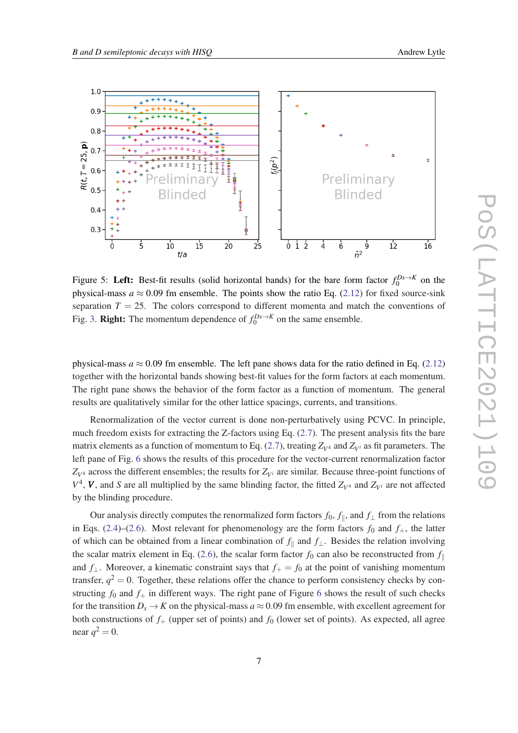Figure 5: **Left:** Best-fit results (solid horizontal bands) for the bare form factor $f_0^{Ds\to K}$ on the physical-mass $a \approx 0.09$ fm ensemble. The points show the ratio Eq. (2.12) for fixed source-sink separation $T = 25$. The colors correspond to different momenta and match the conventions of Fig. 3. **Right:** The momentum dependence of $f_0^{Ds\to K}$ on the same ensemble.

physical-mass $a \approx 0.09$ fm ensemble. The left pane shows data for the ratio defined in Eq. (2.12) together with the horizontal bands showing best-fit values for the form factors at each momentum. The right pane shows the behavior of the form factor as a function of momentum. The general results are qualitatively similar for the other lattice spacings, currents, and transitions.

Renormalization of the vector current is done non-perturbatively using PCVC. In principle, much freedom exists for extracting the Z-factors using Eq. (2.7). The present analysis fits the bare matrix elements as a function of momentum to Eq. (2.7), treating $Z_{V^4}$ and $Z_{V^i}$ as fit parameters. The left pane of Fig. 6 shows the results of this procedure for the vector-current renormalization factor $Z_{V^4}$ across the different ensembles; the results for $Z_{V^i}$ are similar. Because three-point functions of $V^4$, $\boldsymbol{V}$, and $S$ are all multiplied by the same blinding factor, the fitted $Z_{V^4}$ and $Z_{V^i}$ are not affected by the blinding procedure.

Our analysis directly computes the renormalized form factors $f_0$, $f_\parallel$, and $f_\perp$ from the relations in Eqs. (2.4)–(2.6). Most relevant for phenomenology are the form factors $f_0$ and $f_+$, the latter of which can be obtained from a linear combination of $f_\parallel$ and $f_\perp$. Besides the relation involving the scalar matrix element in Eq. (2.6), the scalar form factor $f_0$ can also be reconstructed from $f_\parallel$ and $f_\perp$. Moreover, a kinematic constraint says that $f_+ = f_0$ at the point of vanishing momentum transfer, $q^2 = 0$. Together, these relations offer the chance to perform consistency checks by constructing $f_0$ and $f_+$ in different ways. The right pane of Figure 6 shows the result of such checks for the transition $D_s \to K$ on the physical-mass $a \approx 0.09$ fm ensemble, with excellent agreement for both constructions of $f_+$ (upper set of points) and $f_0$ (lower set of points). As expected, all agree near $q^2 = 0$.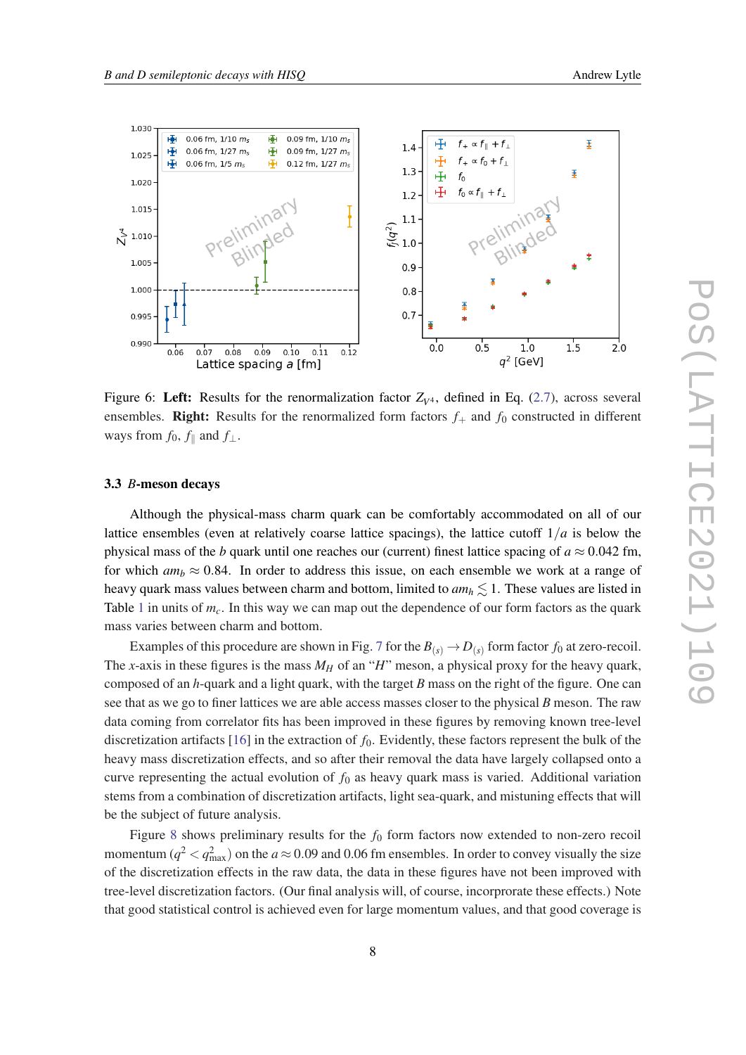Figure 6: **Left:** Results for the renormalization factor $Z_{V^4}$, defined in Eq. (2.7), across several ensembles. **Right:** Results for the renormalized form factors $f_+$ and $f_0$ constructed in different ways from $f_0$, $f_\parallel$ and $f_\perp$.

### 3.3 *B*-meson decays

Although the physical-mass charm quark can be comfortably accommodated on all of our lattice ensembles (even at relatively coarse lattice spacings), the lattice cutoff $1/a$ is below the physical mass of the $b$ quark until one reaches our (current) finest lattice spacing of $a \approx 0.042$ fm, for which $am_b \approx 0.84$. In order to address this issue, on each ensemble we work at a range of heavy quark mass values between charm and bottom, limited to $am_h \lesssim 1$. These values are listed in Table 1 in units of $m_c$. In this way we can map out the dependence of our form factors as the quark mass varies between charm and bottom.

Examples of this procedure are shown in Fig. 7 for the $B_{(s)} \to D_{(s)}$ form factor $f_0$ at zero-recoil. The $x$-axis in these figures is the mass $M_H$ of an "$H$" meson, a physical proxy for the heavy quark, composed of an $h$-quark and a light quark, with the target $B$ mass on the right of the figure. One can see that as we go to finer lattices we are able access masses closer to the physical $B$ meson. The raw data coming from correlator fits has been improved in these figures by removing known tree-level discretization artifacts [16] in the extraction of $f_0$. Evidently, these factors represent the bulk of the heavy mass discretization effects, and so after their removal the data have largely collapsed onto a curve representing the actual evolution of $f_0$ as heavy quark mass is varied. Additional variation stems from a combination of discretization artifacts, light sea-quark, and mistuning effects that will be the subject of future analysis.

Figure 8 shows preliminary results for the $f_0$ form factors now extended to non-zero recoil momentum ($q^2 < q^2_{\max}$) on the $a \approx 0.09$ and 0.06 fm ensembles. In order to convey visually the size of the discretization effects in the raw data, the data in these figures have not been improved with tree-level discretization factors. (Our final analysis will, of course, incorprorate these effects.) Note that good statistical control is achieved even for large momentum values, and that good coverage is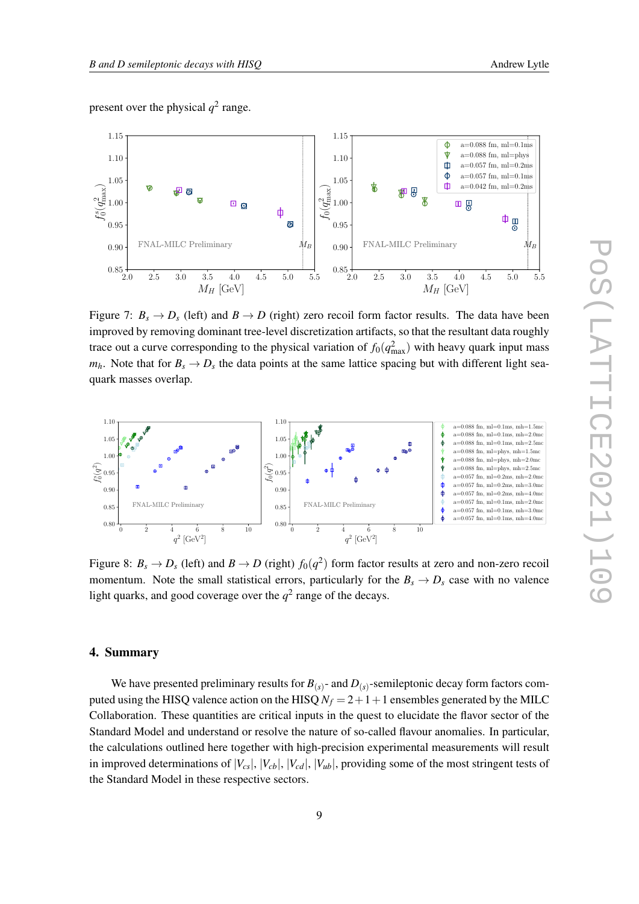present over the physical $q^2$ range.

Figure 7: $B_s \to D_s$ (left) and $B \to D$ (right) zero recoil form factor results. The data have been improved by removing dominant tree-level discretization artifacts, so that the resultant data roughly trace out a curve corresponding to the physical variation of $f_0(q^2_{\text{max}})$ with heavy quark input mass $m_h$. Note that for $B_s \to D_s$ the data points at the same lattice spacing but with different light sea-quark masses overlap.

Figure 8: $B_s \to D_s$ (left) and $B \to D$ (right) $f_0(q^2)$ form factor results at zero and non-zero recoil momentum. Note the small statistical errors, particularly for the $B_s \to D_s$ case with no valence light quarks, and good coverage over the $q^2$ range of the decays.

## 4. Summary

We have presented preliminary results for $B_{(s)}$- and $D_{(s)}$-semileptonic decay form factors computed using the HISQ valence action on the HISQ $N_f = 2+1+1$ ensembles generated by the MILC Collaboration. These quantities are critical inputs in the quest to elucidate the flavor sector of the Standard Model and understand or resolve the nature of so-called flavour anomalies. In particular, the calculations outlined here together with high-precision experimental measurements will result in improved determinations of $|V_{cs}|$, $|V_{cb}|$, $|V_{cd}|$, $|V_{ub}|$, providing some of the most stringent tests of the Standard Model in these respective sectors.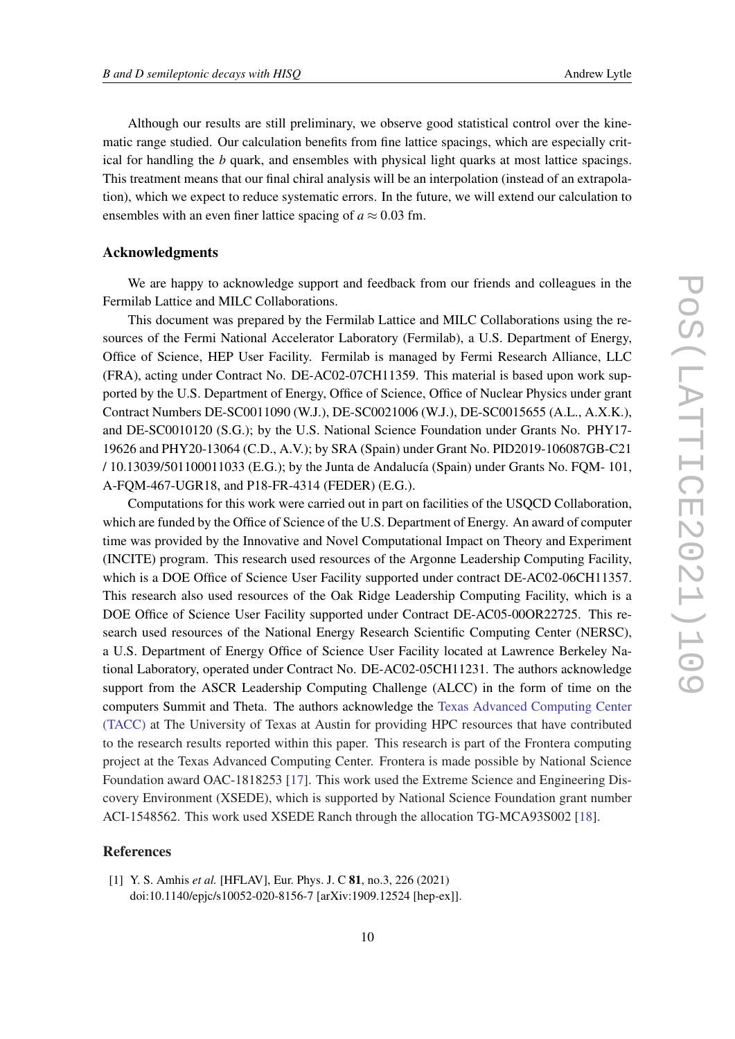Although our results are still preliminary, we observe good statistical control over the kinematic range studied. Our calculation benefits from fine lattice spacings, which are especially critical for handling the $b$ quark, and ensembles with physical light quarks at most lattice spacings. This treatment means that our final chiral analysis will be an interpolation (instead of an extrapolation), which we expect to reduce systematic errors. In the future, we will extend our calculation to ensembles with an even finer lattice spacing of $a \approx 0.03$ fm.

## Acknowledgments

We are happy to acknowledge support and feedback from our friends and colleagues in the Fermilab Lattice and MILC Collaborations.

This document was prepared by the Fermilab Lattice and MILC Collaborations using the resources of the Fermi National Accelerator Laboratory (Fermilab), a U.S. Department of Energy, Office of Science, HEP User Facility. Fermilab is managed by Fermi Research Alliance, LLC (FRA), acting under Contract No. DE-AC02-07CH11359. This material is based upon work supported by the U.S. Department of Energy, Office of Science, Office of Nuclear Physics under grant Contract Numbers DE-SC0011090 (W.J.), DE-SC0021006 (W.J.), DE-SC0015655 (A.L., A.X.K.), and DE-SC0010120 (S.G.); by the U.S. National Science Foundation under Grants No. PHY17-19626 and PHY20-13064 (C.D., A.V.); by SRA (Spain) under Grant No. PID2019-106087GB-C21 / 10.13039/501100011033 (E.G.); by the Junta de Andalucía (Spain) under Grants No. FQM- 101, A-FQM-467-UGR18, and P18-FR-4314 (FEDER) (E.G.).

Computations for this work were carried out in part on facilities of the USQCD Collaboration, which are funded by the Office of Science of the U.S. Department of Energy. An award of computer time was provided by the Innovative and Novel Computational Impact on Theory and Experiment (INCITE) program. This research used resources of the Argonne Leadership Computing Facility, which is a DOE Office of Science User Facility supported under contract DE-AC02-06CH11357. This research also used resources of the Oak Ridge Leadership Computing Facility, which is a DOE Office of Science User Facility supported under Contract DE-AC05-00OR22725. This research used resources of the National Energy Research Scientific Computing Center (NERSC), a U.S. Department of Energy Office of Science User Facility located at Lawrence Berkeley National Laboratory, operated under Contract No. DE-AC02-05CH11231. The authors acknowledge support from the ASCR Leadership Computing Challenge (ALCC) in the form of time on the computers Summit and Theta. The authors acknowledge the Texas Advanced Computing Center (TACC) at The University of Texas at Austin for providing HPC resources that have contributed to the research results reported within this paper. This research is part of the Frontera computing project at the Texas Advanced Computing Center. Frontera is made possible by National Science Foundation award OAC-1818253 [17]. This work used the Extreme Science and Engineering Discovery Environment (XSEDE), which is supported by National Science Foundation grant number ACI-1548562. This work used XSEDE Ranch through the allocation TG-MCA93S002 [18].

## References

[1] Y. S. Amhis *et al.* [HFLAV], Eur. Phys. J. C **81**, no.3, 226 (2021) doi:10.1140/epjc/s10052-020-8156-7 [arXiv:1909.12524 [hep-ex]].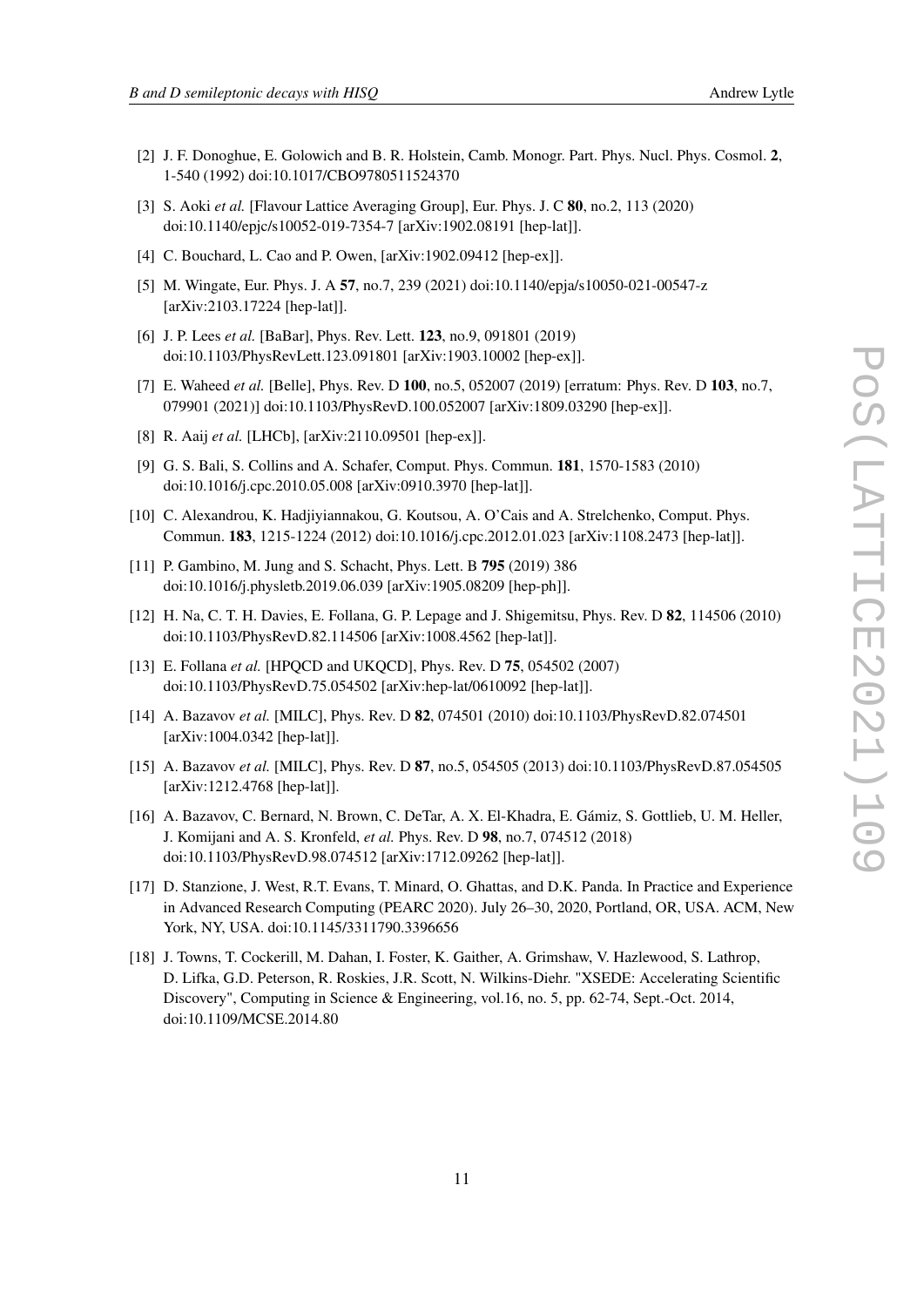[2] J. F. Donoghue, E. Golowich and B. R. Holstein, Camb. Monogr. Part. Phys. Nucl. Phys. Cosmol. **2**, 1-540 (1992) doi:10.1017/CBO9780511524370

[3] S. Aoki *et al.* [Flavour Lattice Averaging Group], Eur. Phys. J. C **80**, no.2, 113 (2020) doi:10.1140/epjc/s10052-019-7354-7 [arXiv:1902.08191 [hep-lat]].

[4] C. Bouchard, L. Cao and P. Owen, [arXiv:1902.09412 [hep-ex]].

[5] M. Wingate, Eur. Phys. J. A **57**, no.7, 239 (2021) doi:10.1140/epja/s10050-021-00547-z [arXiv:2103.17224 [hep-lat]].

[6] J. P. Lees *et al.* [BaBar], Phys. Rev. Lett. **123**, no.9, 091801 (2019) doi:10.1103/PhysRevLett.123.091801 [arXiv:1903.10002 [hep-ex]].

[7] E. Waheed *et al.* [Belle], Phys. Rev. D **100**, no.5, 052007 (2019) [erratum: Phys. Rev. D **103**, no.7, 079901 (2021)] doi:10.1103/PhysRevD.100.052007 [arXiv:1809.03290 [hep-ex]].

[8] R. Aaij *et al.* [LHCb], [arXiv:2110.09501 [hep-ex]].

[9] G. S. Bali, S. Collins and A. Schafer, Comput. Phys. Commun. **181**, 1570-1583 (2010) doi:10.1016/j.cpc.2010.05.008 [arXiv:0910.3970 [hep-lat]].

[10] C. Alexandrou, K. Hadjiyiannakou, G. Koutsou, A. O'Cais and A. Strelchenko, Comput. Phys. Commun. **183**, 1215-1224 (2012) doi:10.1016/j.cpc.2012.01.023 [arXiv:1108.2473 [hep-lat]].

[11] P. Gambino, M. Jung and S. Schacht, Phys. Lett. B **795** (2019) 386 doi:10.1016/j.physletb.2019.06.039 [arXiv:1905.08209 [hep-ph]].

[12] H. Na, C. T. H. Davies, E. Follana, G. P. Lepage and J. Shigemitsu, Phys. Rev. D **82**, 114506 (2010) doi:10.1103/PhysRevD.82.114506 [arXiv:1008.4562 [hep-lat]].

[13] E. Follana *et al.* [HPQCD and UKQCD], Phys. Rev. D **75**, 054502 (2007) doi:10.1103/PhysRevD.75.054502 [arXiv:hep-lat/0610092 [hep-lat]].

[14] A. Bazavov *et al.* [MILC], Phys. Rev. D **82**, 074501 (2010) doi:10.1103/PhysRevD.82.074501 [arXiv:1004.0342 [hep-lat]].

[15] A. Bazavov *et al.* [MILC], Phys. Rev. D **87**, no.5, 054505 (2013) doi:10.1103/PhysRevD.87.054505 [arXiv:1212.4768 [hep-lat]].

[16] A. Bazavov, C. Bernard, N. Brown, C. DeTar, A. X. El-Khadra, E. Gámiz, S. Gottlieb, U. M. Heller, J. Komijani and A. S. Kronfeld, *et al.* Phys. Rev. D **98**, no.7, 074512 (2018) doi:10.1103/PhysRevD.98.074512 [arXiv:1712.09262 [hep-lat]].

[17] D. Stanzione, J. West, R.T. Evans, T. Minard, O. Ghattas, and D.K. Panda. In Practice and Experience in Advanced Research Computing (PEARC 2020). July 26–30, 2020, Portland, OR, USA. ACM, New York, NY, USA. doi:10.1145/3311790.3396656

[18] J. Towns, T. Cockerill, M. Dahan, I. Foster, K. Gaither, A. Grimshaw, V. Hazlewood, S. Lathrop, D. Lifka, G.D. Peterson, R. Roskies, J.R. Scott, N. Wilkins-Diehr. "XSEDE: Accelerating Scientific Discovery", Computing in Science & Engineering, vol.16, no. 5, pp. 62-74, Sept.-Oct. 2014, doi:10.1109/MCSE.2014.80